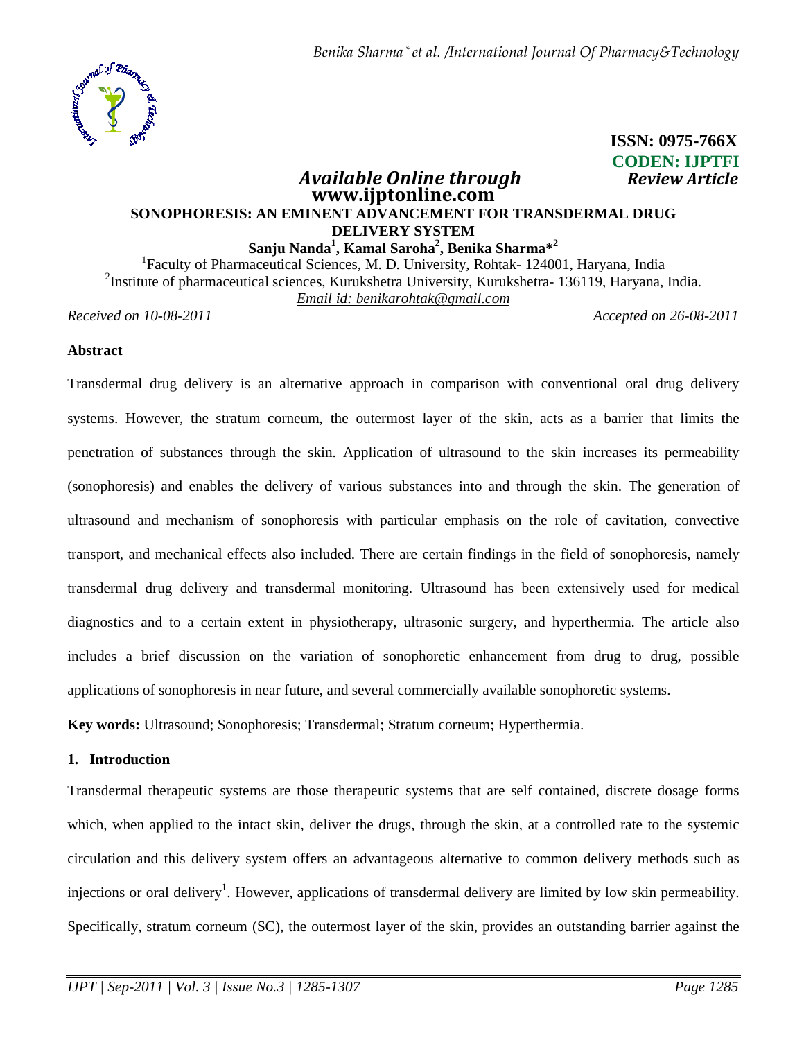ISSN: 0975-766X
CODEN: IJPTFI

*Available Online through* **www.ijptonline.com**

*Review Article*

# SONOPHORESIS: AN EMINENT ADVANCEMENT FOR TRANSDERMAL DRUG DELIVERY SYSTEM

**Sanju Nanda[1], Kamal Saroha[2], Benika Sharma*[2]**

[1]Faculty of Pharmaceutical Sciences, M. D. University, Rohtak- 124001, Haryana, India

[2]Institute of pharmaceutical sciences, Kurukshetra University, Kurukshetra- 136119, Haryana, India.

*Email id: benikarohtak@gmail.com*

*Received on 10-08-2011* *Accepted on 26-08-2011*

## Abstract

Transdermal drug delivery is an alternative approach in comparison with conventional oral drug delivery systems. However, the stratum corneum, the outermost layer of the skin, acts as a barrier that limits the penetration of substances through the skin. Application of ultrasound to the skin increases its permeability (sonophoresis) and enables the delivery of various substances into and through the skin. The generation of ultrasound and mechanism of sonophoresis with particular emphasis on the role of cavitation, convective transport, and mechanical effects also included. There are certain findings in the field of sonophoresis, namely transdermal drug delivery and transdermal monitoring. Ultrasound has been extensively used for medical diagnostics and to a certain extent in physiotherapy, ultrasonic surgery, and hyperthermia. The article also includes a brief discussion on the variation of sonophoretic enhancement from drug to drug, possible applications of sonophoresis in near future, and several commercially available sonophoretic systems.

**Key words:** Ultrasound; Sonophoresis; Transdermal; Stratum corneum; Hyperthermia.

## 1. Introduction

Transdermal therapeutic systems are those therapeutic systems that are self contained, discrete dosage forms which, when applied to the intact skin, deliver the drugs, through the skin, at a controlled rate to the systemic circulation and this delivery system offers an advantageous alternative to common delivery methods such as injections or oral delivery[1]. However, applications of transdermal delivery are limited by low skin permeability. Specifically, stratum corneum (SC), the outermost layer of the skin, provides an outstanding barrier against the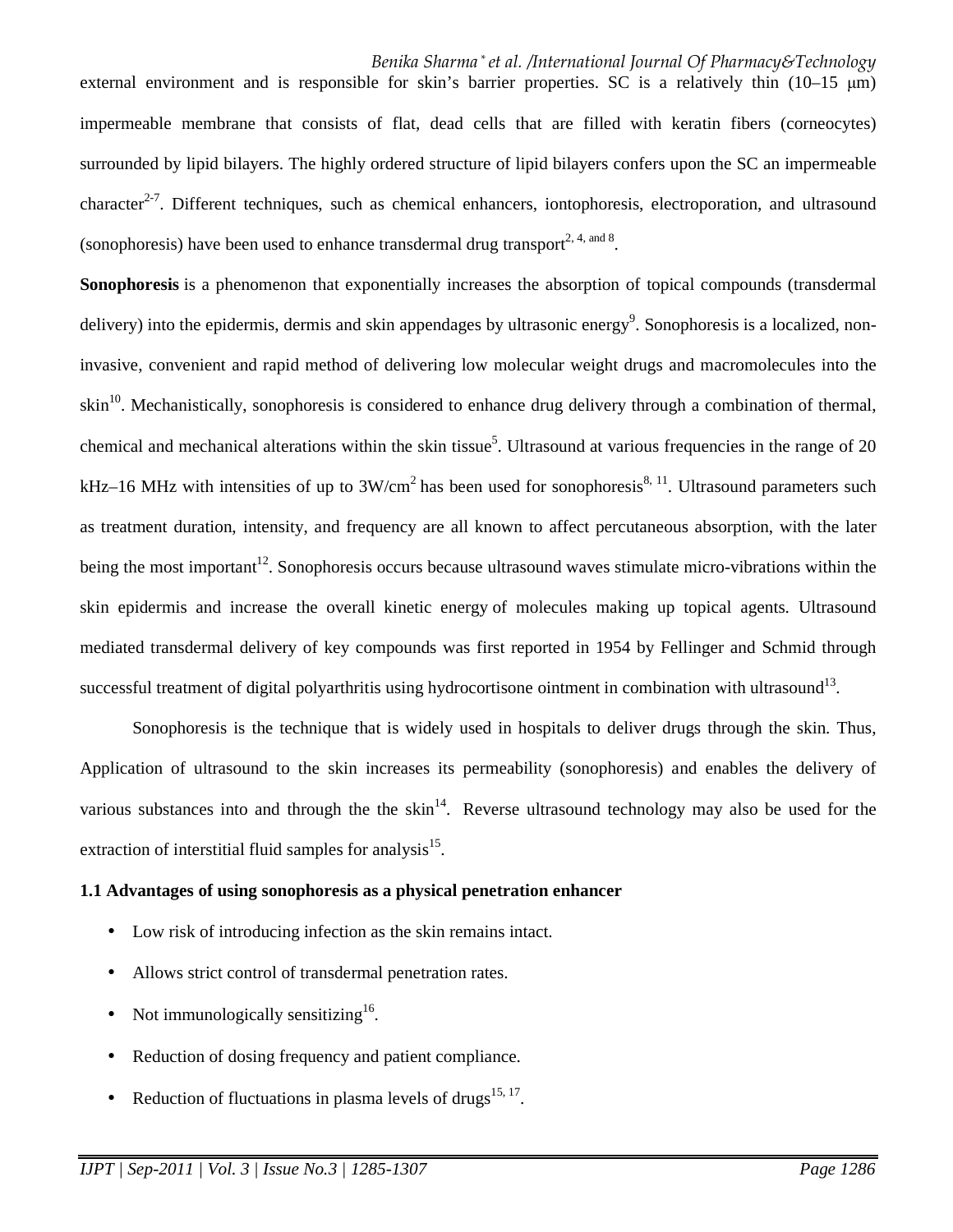external environment and is responsible for skin's barrier properties. SC is a relatively thin (10–15 μm) impermeable membrane that consists of flat, dead cells that are filled with keratin fibers (corneocytes) surrounded by lipid bilayers. The highly ordered structure of lipid bilayers confers upon the SC an impermeable character[2-7]. Different techniques, such as chemical enhancers, iontophoresis, electroporation, and ultrasound (sonophoresis) have been used to enhance transdermal drug transport[2, 4, and 8].

**Sonophoresis** is a phenomenon that exponentially increases the absorption of topical compounds (transdermal delivery) into the epidermis, dermis and skin appendages by ultrasonic energy[9]. Sonophoresis is a localized, non-invasive, convenient and rapid method of delivering low molecular weight drugs and macromolecules into the skin[10]. Mechanistically, sonophoresis is considered to enhance drug delivery through a combination of thermal, chemical and mechanical alterations within the skin tissue[5]. Ultrasound at various frequencies in the range of 20 kHz–16 MHz with intensities of up to 3W/cm$^2$ has been used for sonophoresis[8, 11]. Ultrasound parameters such as treatment duration, intensity, and frequency are all known to affect percutaneous absorption, with the later being the most important[12]. Sonophoresis occurs because ultrasound waves stimulate micro-vibrations within the skin epidermis and increase the overall kinetic energy of molecules making up topical agents. Ultrasound mediated transdermal delivery of key compounds was first reported in 1954 by Fellinger and Schmid through successful treatment of digital polyarthritis using hydrocortisone ointment in combination with ultrasound[13].

Sonophoresis is the technique that is widely used in hospitals to deliver drugs through the skin. Thus, Application of ultrasound to the skin increases its permeability (sonophoresis) and enables the delivery of various substances into and through the the skin[14]. Reverse ultrasound technology may also be used for the extraction of interstitial fluid samples for analysis[15].

### 1.1 Advantages of using sonophoresis as a physical penetration enhancer

- Low risk of introducing infection as the skin remains intact.
- Allows strict control of transdermal penetration rates.
- Not immunologically sensitizing[16].
- Reduction of dosing frequency and patient compliance.
- Reduction of fluctuations in plasma levels of drugs[15, 17].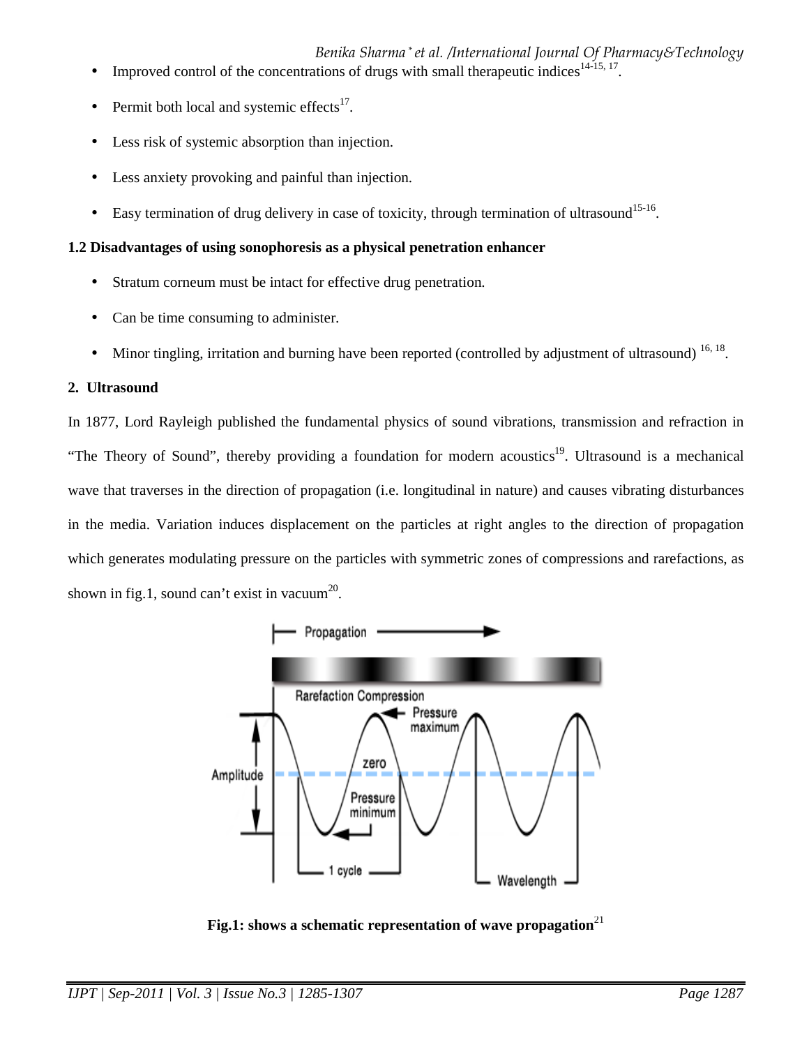- Improved control of the concentrations of drugs with small therapeutic indices[14-15, 17].
- Permit both local and systemic effects[17].
- Less risk of systemic absorption than injection.
- Less anxiety provoking and painful than injection.
- Easy termination of drug delivery in case of toxicity, through termination of ultrasound[15-16].

### 1.2 Disadvantages of using sonophoresis as a physical penetration enhancer

- Stratum corneum must be intact for effective drug penetration.
- Can be time consuming to administer.
- Minor tingling, irritation and burning have been reported (controlled by adjustment of ultrasound) [16, 18].

## 2. Ultrasound

In 1877, Lord Rayleigh published the fundamental physics of sound vibrations, transmission and refraction in "The Theory of Sound", thereby providing a foundation for modern acoustics[19]. Ultrasound is a mechanical wave that traverses in the direction of propagation (i.e. longitudinal in nature) and causes vibrating disturbances in the media. Variation induces displacement on the particles at right angles to the direction of propagation which generates modulating pressure on the particles with symmetric zones of compressions and rarefactions, as shown in fig.1, sound can't exist in vacuum[20].

**Fig.1: shows a schematic representation of wave propagation**[21]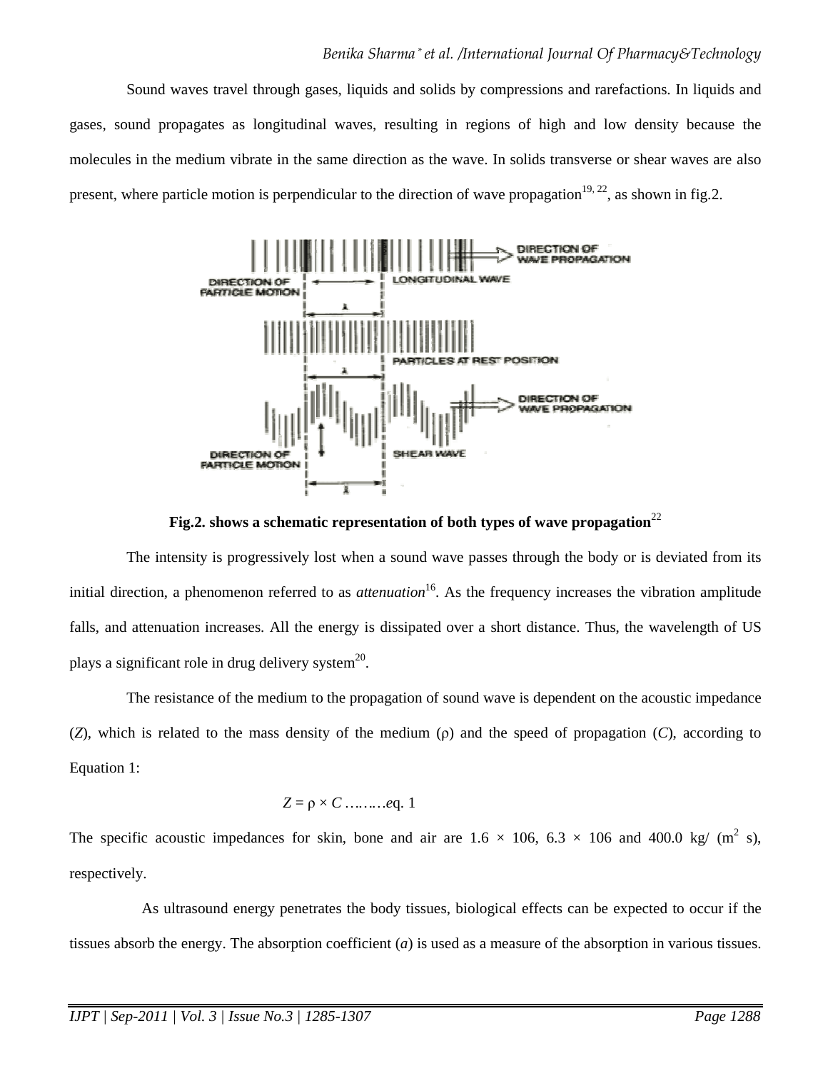Sound waves travel through gases, liquids and solids by compressions and rarefactions. In liquids and gases, sound propagates as longitudinal waves, resulting in regions of high and low density because the molecules in the medium vibrate in the same direction as the wave. In solids transverse or shear waves are also present, where particle motion is perpendicular to the direction of wave propagation[19, 22], as shown in fig.2.

**Fig.2. shows a schematic representation of both types of wave propagation**[22]

The intensity is progressively lost when a sound wave passes through the body or is deviated from its initial direction, a phenomenon referred to as *attenuation*[16]. As the frequency increases the vibration amplitude falls, and attenuation increases. All the energy is dissipated over a short distance. Thus, the wavelength of US plays a significant role in drug delivery system[20].

The resistance of the medium to the propagation of sound wave is dependent on the acoustic impedance ($Z$), which is related to the mass density of the medium ($\rho$) and the speed of propagation ($C$), according to Equation 1:

$$Z = \rho \times C \quad \text{………eq. 1}$$

The specific acoustic impedances for skin, bone and air are 1.6 × 106, 6.3 × 106 and 400.0 kg/ ($m^2$ s), respectively.

As ultrasound energy penetrates the body tissues, biological effects can be expected to occur if the tissues absorb the energy. The absorption coefficient ($a$) is used as a measure of the absorption in various tissues.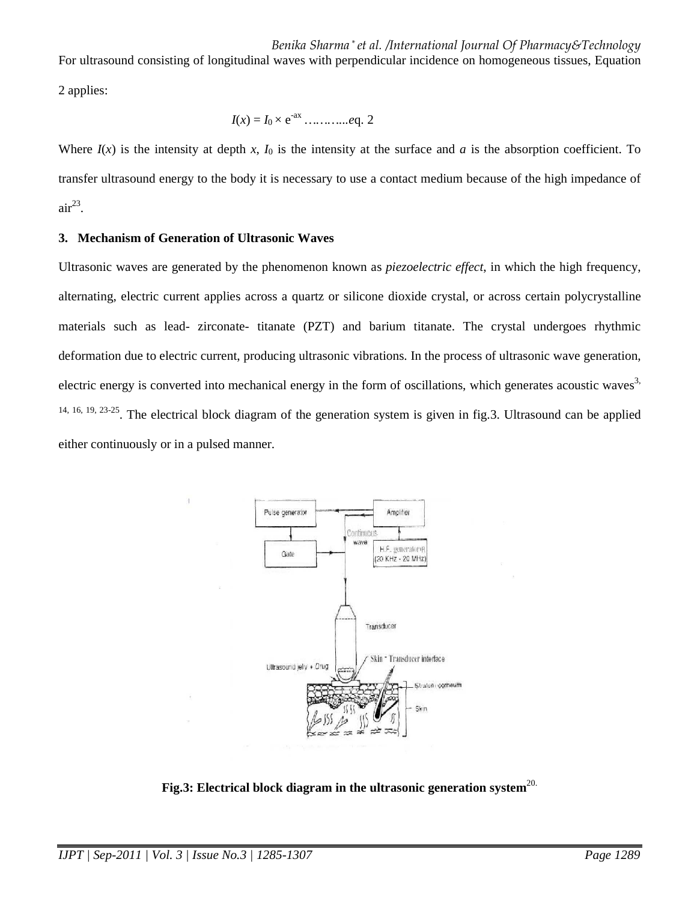For ultrasound consisting of longitudinal waves with perpendicular incidence on homogeneous tissues, Equation 2 applies:

$$I(x) = I_0 \times e^{-ax} \quad \ldots\ldots\ldots\text{eq. 2}$$

Where $I(x)$ is the intensity at depth $x$, $I_0$ is the intensity at the surface and $a$ is the absorption coefficient. To transfer ultrasound energy to the body it is necessary to use a contact medium because of the high impedance of air[23].

### 3. Mechanism of Generation of Ultrasonic Waves

Ultrasonic waves are generated by the phenomenon known as *piezoelectric effect*, in which the high frequency, alternating, electric current applies across a quartz or silicone dioxide crystal, or across certain polycrystalline materials such as lead- zirconate- titanate (PZT) and barium titanate. The crystal undergoes rhythmic deformation due to electric current, producing ultrasonic vibrations. In the process of ultrasonic wave generation, electric energy is converted into mechanical energy in the form of oscillations, which generates acoustic waves[3, 14, 16, 19, 23-25]. The electrical block diagram of the generation system is given in fig.3. Ultrasound can be applied either continuously or in a pulsed manner.

**Fig.3: Electrical block diagram in the ultrasonic generation system**[20].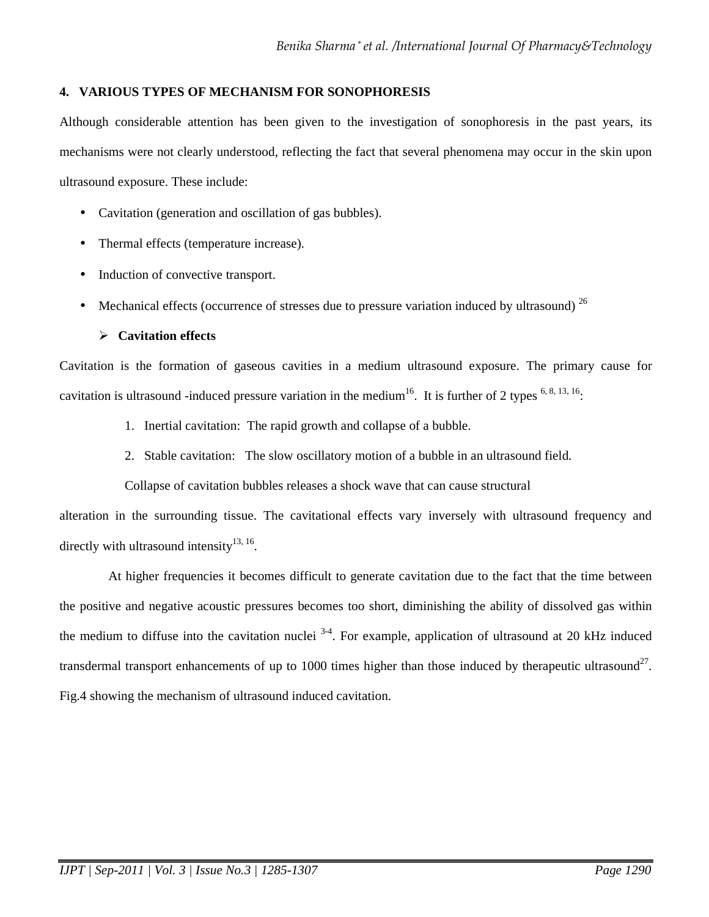## 4. VARIOUS TYPES OF MECHANISM FOR SONOPHORESIS

Although considerable attention has been given to the investigation of sonophoresis in the past years, its mechanisms were not clearly understood, reflecting the fact that several phenomena may occur in the skin upon ultrasound exposure. These include:

- Cavitation (generation and oscillation of gas bubbles).
- Thermal effects (temperature increase).
- Induction of convective transport.
- Mechanical effects (occurrence of stresses due to pressure variation induced by ultrasound) [26]

### ➢ Cavitation effects

Cavitation is the formation of gaseous cavities in a medium ultrasound exposure. The primary cause for cavitation is ultrasound -induced pressure variation in the medium[16]. It is further of 2 types [6, 8, 13, 16]:

1. Inertial cavitation: The rapid growth and collapse of a bubble.
2. Stable cavitation: The slow oscillatory motion of a bubble in an ultrasound field.

Collapse of cavitation bubbles releases a shock wave that can cause structural alteration in the surrounding tissue. The cavitational effects vary inversely with ultrasound frequency and directly with ultrasound intensity[13, 16].

At higher frequencies it becomes difficult to generate cavitation due to the fact that the time between the positive and negative acoustic pressures becomes too short, diminishing the ability of dissolved gas within the medium to diffuse into the cavitation nuclei [3-4]. For example, application of ultrasound at 20 kHz induced transdermal transport enhancements of up to 1000 times higher than those induced by therapeutic ultrasound[27]. Fig.4 showing the mechanism of ultrasound induced cavitation.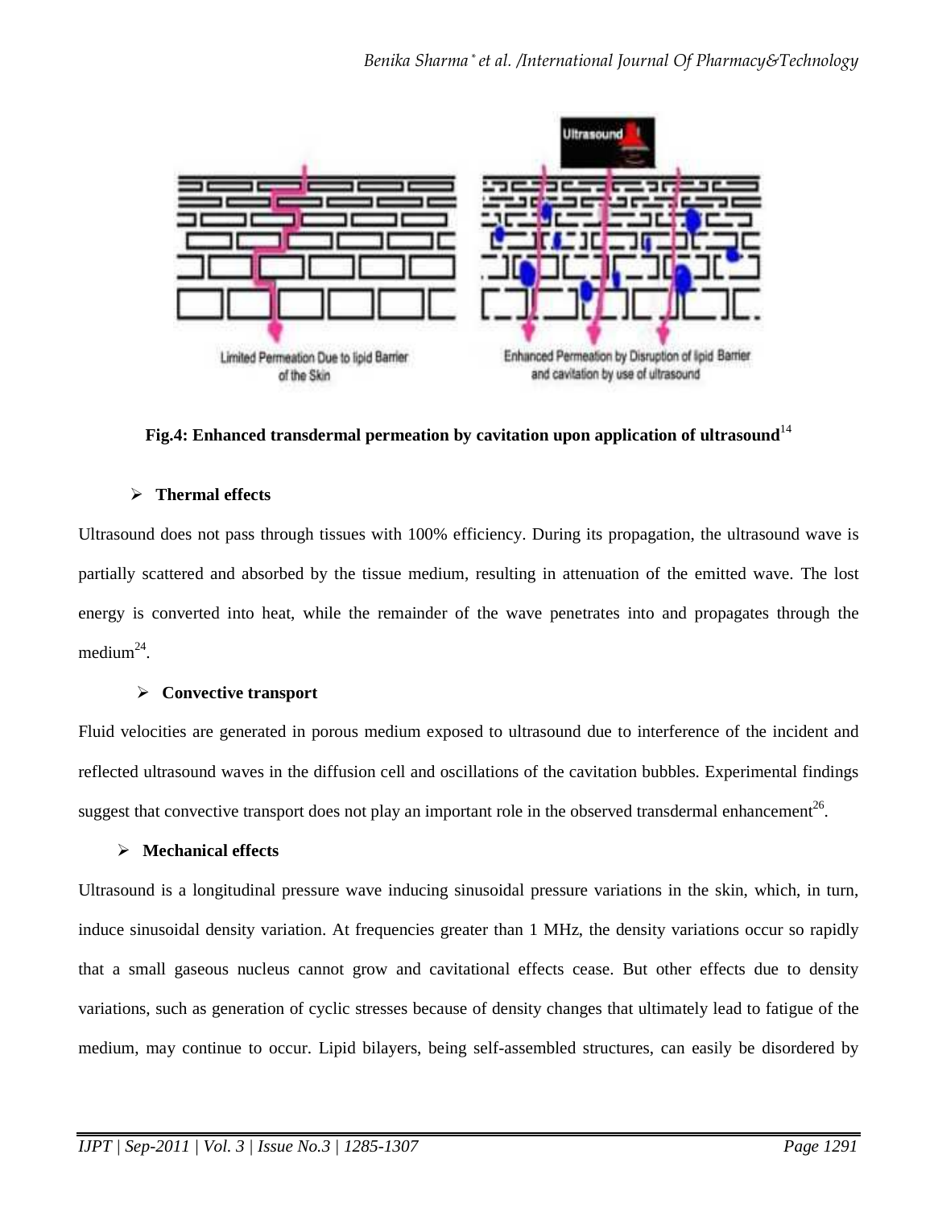Fig.4: Enhanced transdermal permeation by cavitation upon application of ultrasound[14]

- **Thermal effects**

Ultrasound does not pass through tissues with 100% efficiency. During its propagation, the ultrasound wave is partially scattered and absorbed by the tissue medium, resulting in attenuation of the emitted wave. The lost energy is converted into heat, while the remainder of the wave penetrates into and propagates through the medium[24].

- **Convective transport**

Fluid velocities are generated in porous medium exposed to ultrasound due to interference of the incident and reflected ultrasound waves in the diffusion cell and oscillations of the cavitation bubbles. Experimental findings suggest that convective transport does not play an important role in the observed transdermal enhancement[26].

- **Mechanical effects**

Ultrasound is a longitudinal pressure wave inducing sinusoidal pressure variations in the skin, which, in turn, induce sinusoidal density variation. At frequencies greater than 1 MHz, the density variations occur so rapidly that a small gaseous nucleus cannot grow and cavitational effects cease. But other effects due to density variations, such as generation of cyclic stresses because of density changes that ultimately lead to fatigue of the medium, may continue to occur. Lipid bilayers, being self-assembled structures, can easily be disordered by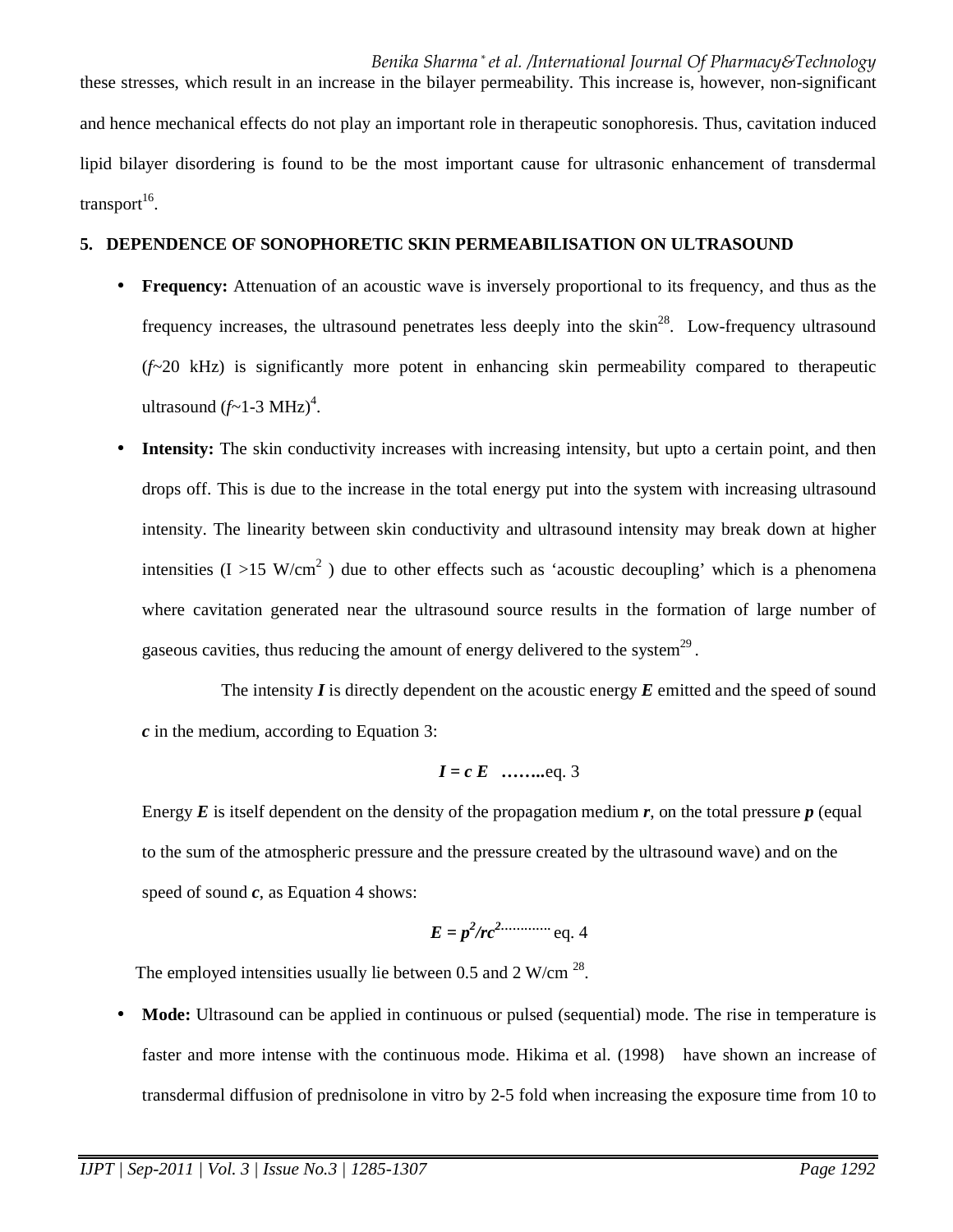these stresses, which result in an increase in the bilayer permeability. This increase is, however, non-significant and hence mechanical effects do not play an important role in therapeutic sonophoresis. Thus, cavitation induced lipid bilayer disordering is found to be the most important cause for ultrasonic enhancement of transdermal transport[16].

## 5. DEPENDENCE OF SONOPHORETIC SKIN PERMEABILISATION ON ULTRASOUND

- **Frequency:** Attenuation of an acoustic wave is inversely proportional to its frequency, and thus as the frequency increases, the ultrasound penetrates less deeply into the skin[28]. Low-frequency ultrasound ($f$~20 kHz) is significantly more potent in enhancing skin permeability compared to therapeutic ultrasound ($f$~1-3 MHz)[4].
- **Intensity:** The skin conductivity increases with increasing intensity, but upto a certain point, and then drops off. This is due to the increase in the total energy put into the system with increasing ultrasound intensity. The linearity between skin conductivity and ultrasound intensity may break down at higher intensities ($I > 15$ W/cm$^2$ ) due to other effects such as 'acoustic decoupling' which is a phenomena where cavitation generated near the ultrasound source results in the formation of large number of gaseous cavities, thus reducing the amount of energy delivered to the system[29].

  The intensity $\boldsymbol{I}$ is directly dependent on the acoustic energy $\boldsymbol{E}$ emitted and the speed of sound $\boldsymbol{c}$ in the medium, according to Equation 3:

  $$I = c\,E \quad \text{........eq. 3}$$

  Energy $\boldsymbol{E}$ is itself dependent on the density of the propagation medium $\boldsymbol{r}$, on the total pressure $\boldsymbol{p}$ (equal to the sum of the atmospheric pressure and the pressure created by the ultrasound wave) and on the speed of sound $\boldsymbol{c}$, as Equation 4 shows:

  $$E = p^2/rc^2 \quad \text{............ eq. 4}$$

  The employed intensities usually lie between 0.5 and 2 W/cm [28].

- **Mode:** Ultrasound can be applied in continuous or pulsed (sequential) mode. The rise in temperature is faster and more intense with the continuous mode. Hikima et al. (1998) have shown an increase of transdermal diffusion of prednisolone in vitro by 2-5 fold when increasing the exposure time from 10 to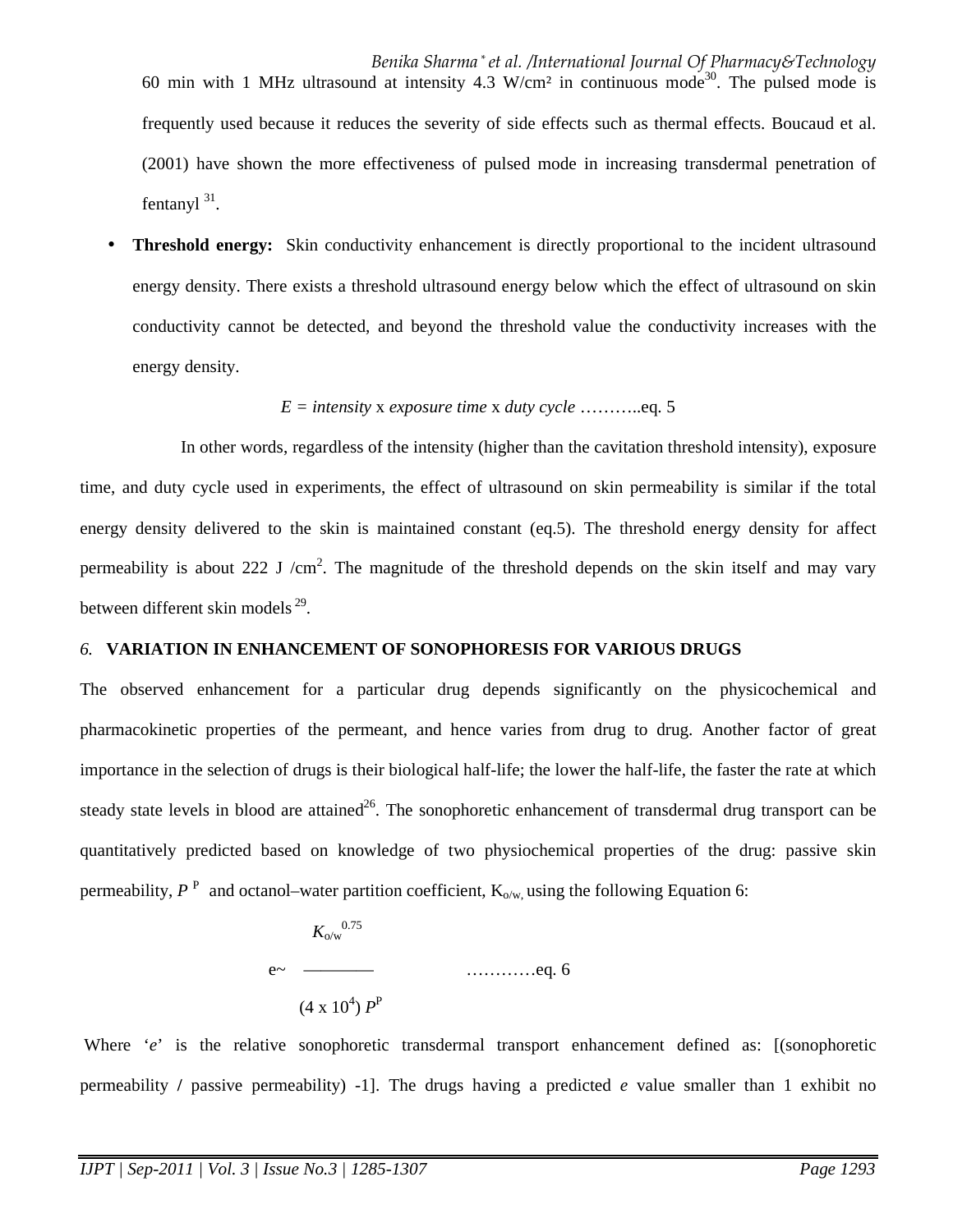60 min with 1 MHz ultrasound at intensity 4.3 W/cm² in continuous mode[30]. The pulsed mode is frequently used because it reduces the severity of side effects such as thermal effects. Boucaud et al. (2001) have shown the more effectiveness of pulsed mode in increasing transdermal penetration of fentanyl [31].

- **Threshold energy:** Skin conductivity enhancement is directly proportional to the incident ultrasound energy density. There exists a threshold ultrasound energy below which the effect of ultrasound on skin conductivity cannot be detected, and beyond the threshold value the conductivity increases with the energy density.

$$E = intensity \times exposure\ time \times duty\ cycle \quad \text{………..eq. 5}$$

In other words, regardless of the intensity (higher than the cavitation threshold intensity), exposure time, and duty cycle used in experiments, the effect of ultrasound on skin permeability is similar if the total energy density delivered to the skin is maintained constant (eq.5). The threshold energy density for affect permeability is about 222 J /cm$^2$. The magnitude of the threshold depends on the skin itself and may vary between different skin models [29].

## 6. VARIATION IN ENHANCEMENT OF SONOPHORESIS FOR VARIOUS DRUGS

The observed enhancement for a particular drug depends significantly on the physicochemical and pharmacokinetic properties of the permeant, and hence varies from drug to drug. Another factor of great importance in the selection of drugs is their biological half-life; the lower the half-life, the faster the rate at which steady state levels in blood are attained[26]. The sonophoretic enhancement of transdermal drug transport can be quantitatively predicted based on knowledge of two physiochemical properties of the drug: passive skin permeability, $P^P$ and octanol–water partition coefficient, $K_{o/w}$, using the following Equation 6:

$$e \sim \frac{K_{o/w}^{0.75}}{(4 \times 10^4)\, P^P} \quad \text{…………eq. 6}$$

Where '$e$' is the relative sonophoretic transdermal transport enhancement defined as: [(sonophoretic permeability / passive permeability) -1]. The drugs having a predicted $e$ value smaller than 1 exhibit no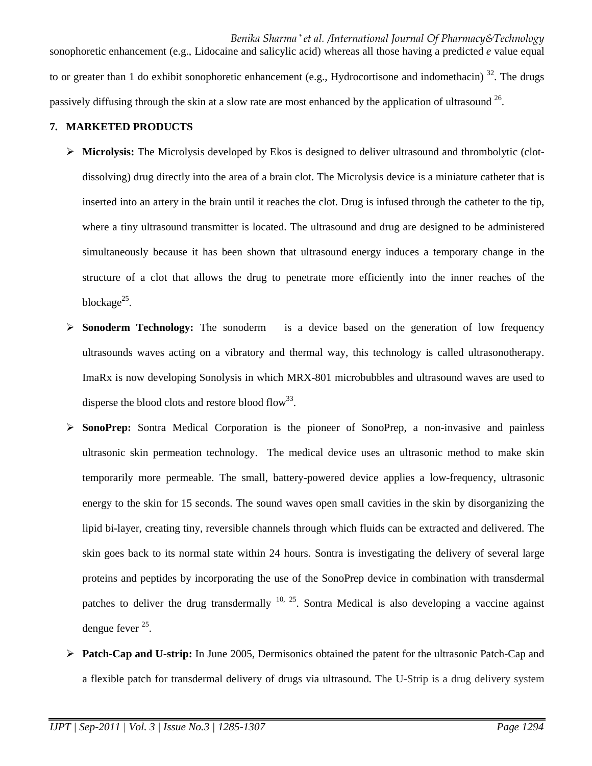sonophoretic enhancement (e.g., Lidocaine and salicylic acid) whereas all those having a predicted *e* value equal to or greater than 1 do exhibit sonophoretic enhancement (e.g., Hydrocortisone and indomethacin) [32]. The drugs passively diffusing through the skin at a slow rate are most enhanced by the application of ultrasound [26].

## 7. MARKETED PRODUCTS

- **Microlysis:** The Microlysis developed by Ekos is designed to deliver ultrasound and thrombolytic (clot-dissolving) drug directly into the area of a brain clot. The Microlysis device is a miniature catheter that is inserted into an artery in the brain until it reaches the clot. Drug is infused through the catheter to the tip, where a tiny ultrasound transmitter is located. The ultrasound and drug are designed to be administered simultaneously because it has been shown that ultrasound energy induces a temporary change in the structure of a clot that allows the drug to penetrate more efficiently into the inner reaches of the blockage[25].
- **Sonoderm Technology:** The sonoderm is a device based on the generation of low frequency ultrasounds waves acting on a vibratory and thermal way, this technology is called ultrasonotherapy. ImaRx is now developing Sonolysis in which MRX-801 microbubbles and ultrasound waves are used to disperse the blood clots and restore blood flow[33].
- **SonoPrep:** Sontra Medical Corporation is the pioneer of SonoPrep, a non-invasive and painless ultrasonic skin permeation technology. The medical device uses an ultrasonic method to make skin temporarily more permeable. The small, battery-powered device applies a low-frequency, ultrasonic energy to the skin for 15 seconds. The sound waves open small cavities in the skin by disorganizing the lipid bi-layer, creating tiny, reversible channels through which fluids can be extracted and delivered. The skin goes back to its normal state within 24 hours. Sontra is investigating the delivery of several large proteins and peptides by incorporating the use of the SonoPrep device in combination with transdermal patches to deliver the drug transdermally [10, 25]. Sontra Medical is also developing a vaccine against dengue fever [25].
- **Patch-Cap and U-strip:** In June 2005, Dermisonics obtained the patent for the ultrasonic Patch-Cap and a flexible patch for transdermal delivery of drugs via ultrasound. The U-Strip is a drug delivery system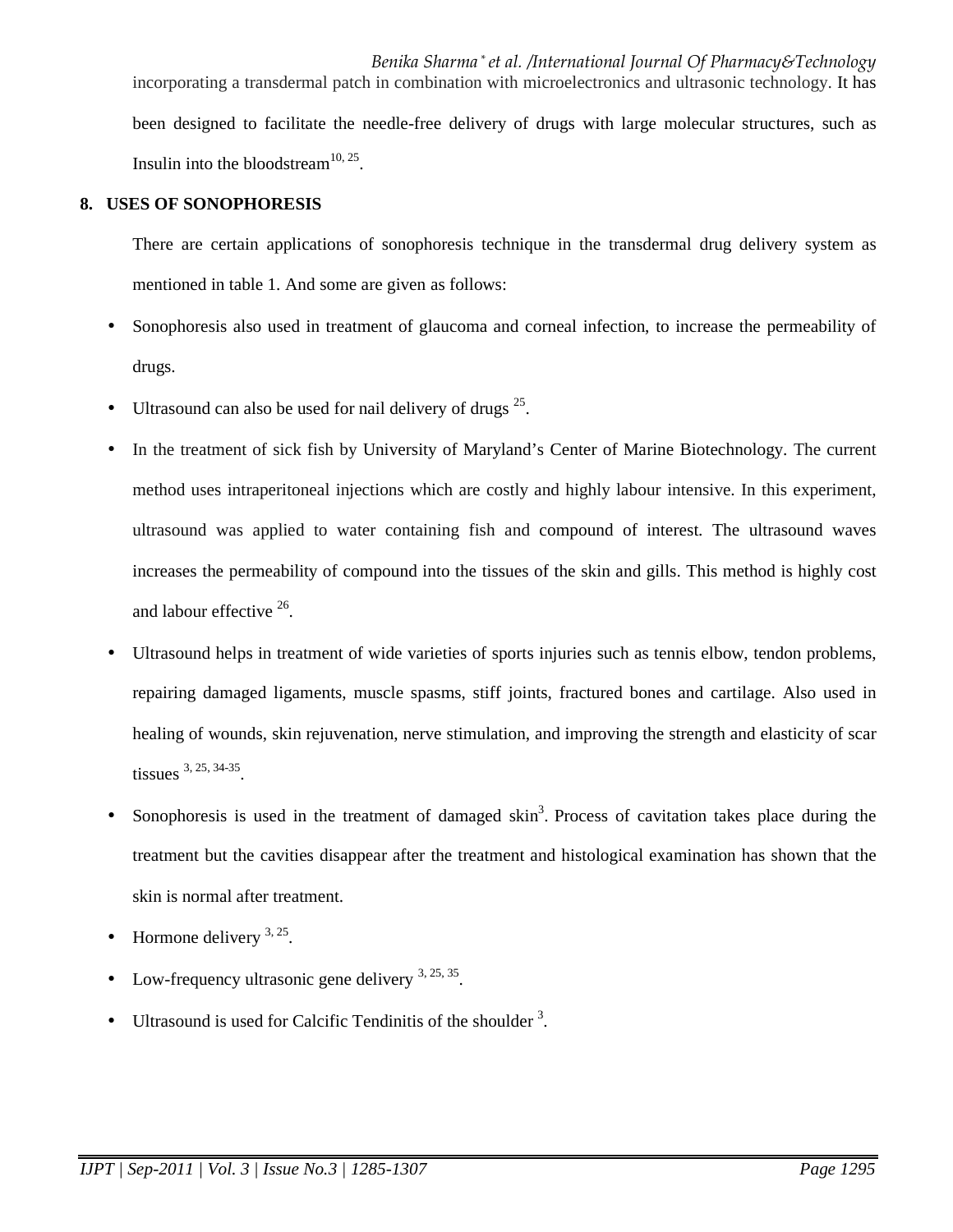incorporating a transdermal patch in combination with microelectronics and ultrasonic technology. It has been designed to facilitate the needle-free delivery of drugs with large molecular structures, such as Insulin into the bloodstream[10, 25].

## 8. USES OF SONOPHORESIS

There are certain applications of sonophoresis technique in the transdermal drug delivery system as mentioned in table 1. And some are given as follows:

- Sonophoresis also used in treatment of glaucoma and corneal infection, to increase the permeability of drugs.
- Ultrasound can also be used for nail delivery of drugs [25].
- In the treatment of sick fish by University of Maryland's Center of Marine Biotechnology. The current method uses intraperitoneal injections which are costly and highly labour intensive. In this experiment, ultrasound was applied to water containing fish and compound of interest. The ultrasound waves increases the permeability of compound into the tissues of the skin and gills. This method is highly cost and labour effective [26].
- Ultrasound helps in treatment of wide varieties of sports injuries such as tennis elbow, tendon problems, repairing damaged ligaments, muscle spasms, stiff joints, fractured bones and cartilage. Also used in healing of wounds, skin rejuvenation, nerve stimulation, and improving the strength and elasticity of scar tissues [3, 25, 34-35].
- Sonophoresis is used in the treatment of damaged skin[3]. Process of cavitation takes place during the treatment but the cavities disappear after the treatment and histological examination has shown that the skin is normal after treatment.
- Hormone delivery [3, 25].
- Low-frequency ultrasonic gene delivery [3, 25, 35].
- Ultrasound is used for Calcific Tendinitis of the shoulder [3].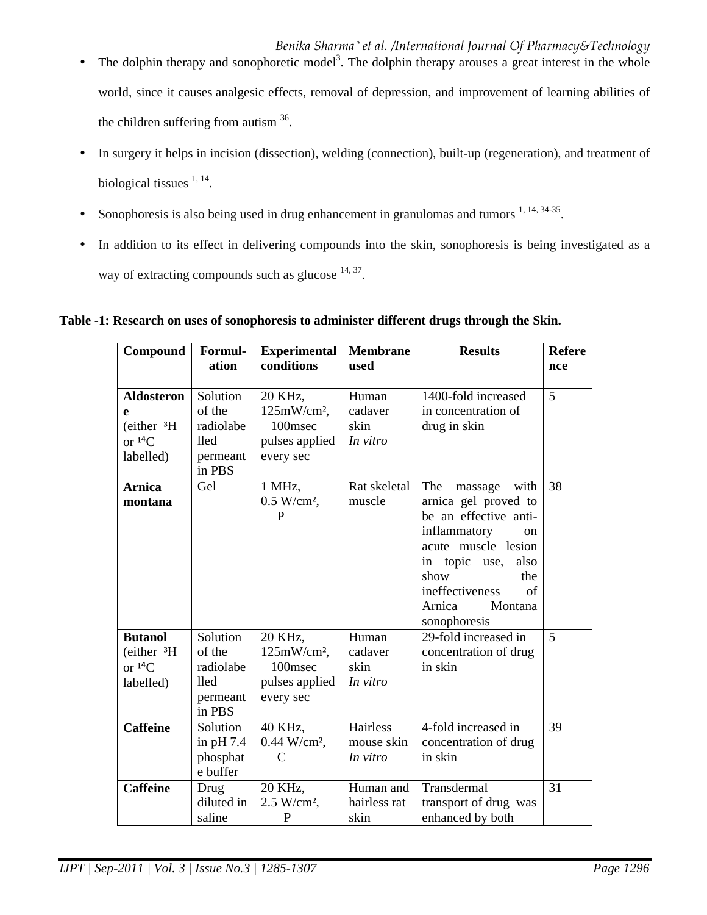- The dolphin therapy and sonophoretic model[3]. The dolphin therapy arouses a great interest in the whole world, since it causes analgesic effects, removal of depression, and improvement of learning abilities of the children suffering from autism [36].
- In surgery it helps in incision (dissection), welding (connection), built-up (regeneration), and treatment of biological tissues [1, 14].
- Sonophoresis is also being used in drug enhancement in granulomas and tumors [1, 14, 34-35].
- In addition to its effect in delivering compounds into the skin, sonophoresis is being investigated as a way of extracting compounds such as glucose [14, 37].

**Table -1: Research on uses of sonophoresis to administer different drugs through the Skin.**

| Compound | Formulation | Experimental conditions | Membrane used | Results | Reference |
|---|---|---|---|---|---|
| **Aldosterone** (either $^3H$ or $^{14}C$ labelled) | Solution of the radiolabelled permeant in PBS | 20 KHz, 125mW/cm², 100msec pulses applied every sec | Human cadaver skin *In vitro* | 1400-fold increased in concentration of drug in skin | 5 |
| **Arnica montana** | Gel | 1 MHz, 0.5 W/cm², P | Rat skeletal muscle | The massage with arnica gel proved to be an effective anti-inflammatory on acute muscle lesion in topic use, also show the ineffectiveness of Arnica Montana sonophoresis | 38 |
| **Butanol** (either $^3H$ or $^{14}C$ labelled) | Solution of the radiolabelled permeant in PBS | 20 KHz, 125mW/cm², 100msec pulses applied every sec | Human cadaver skin *In vitro* | 29-fold increased in concentration of drug in skin | 5 |
| **Caffeine** | Solution in pH 7.4 phosphate buffer | 40 KHz, 0.44 W/cm², C | Hairless mouse skin *In vitro* | 4-fold increased in concentration of drug in skin | 39 |
| **Caffeine** | Drug diluted in saline | 20 KHz, 2.5 W/cm², P | Human and hairless rat skin | Transdermal transport of drug was enhanced by both | 31 |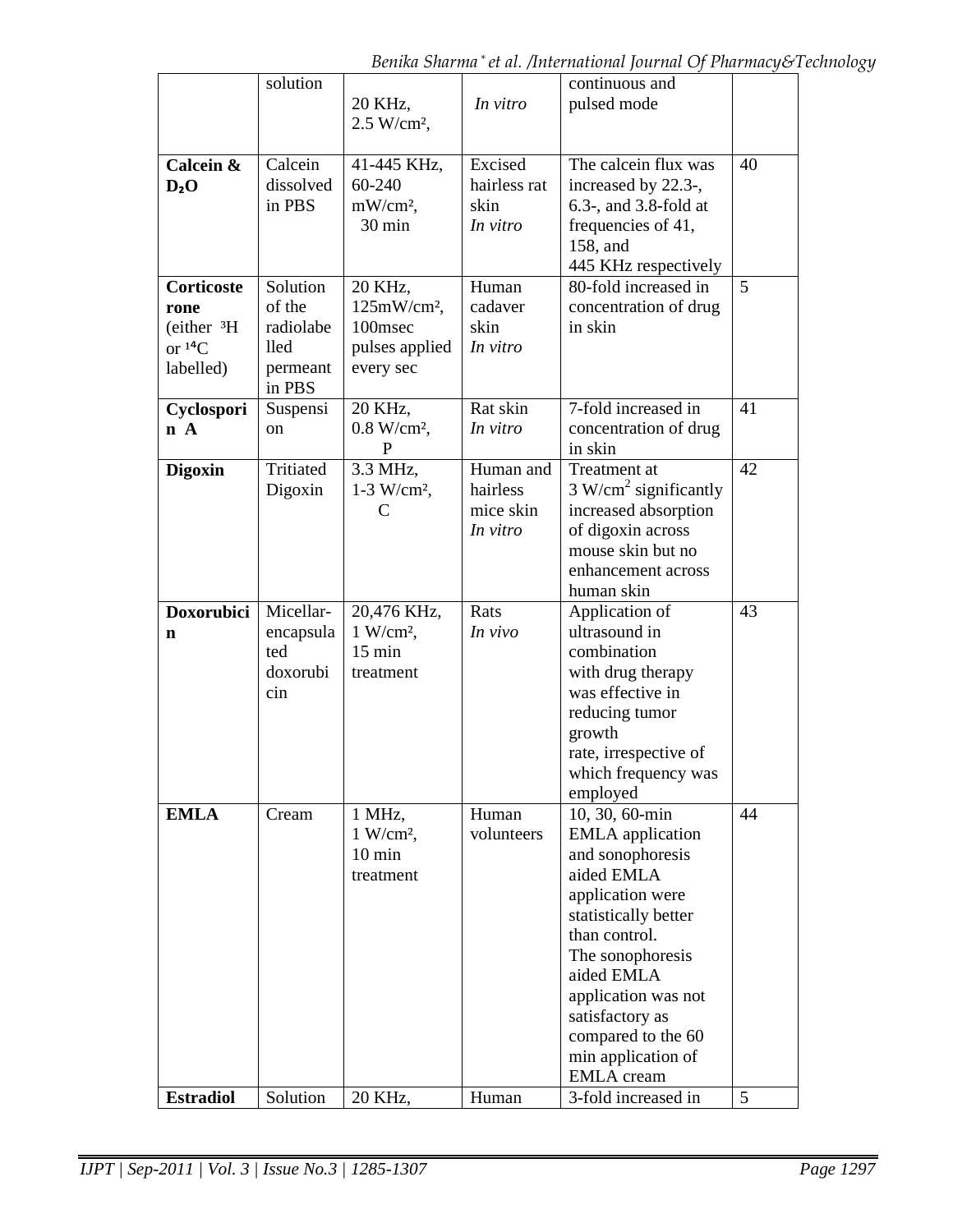| | solution | 20 KHz, 2.5 W/cm², | *In vitro* | continuous and pulsed mode | |
|---|---|---|---|---|---|
| **Calcein & $D_2O$** | Calcein dissolved in PBS | 41-445 KHz, 60-240 mW/cm², 30 min | Excised hairless rat skin *In vitro* | The calcein flux was increased by 22.3-, 6.3-, and 3.8-fold at frequencies of 41, 158, and 445 KHz respectively | 40 |
| **Corticosterone (either $^3H$ or $^{14}C$ labelled)** | Solution of the radiolabelled permeant in PBS | 20 KHz, 125mW/cm², 100msec pulses applied every sec | Human cadaver skin *In vitro* | 80-fold increased in concentration of drug in skin | 5 |
| **Cyclosporin A** | Suspension | 20 KHz, 0.8 W/cm², P | Rat skin *In vitro* | 7-fold increased in concentration of drug in skin | 41 |
| **Digoxin** | Tritiated Digoxin | 3.3 MHz, 1-3 W/cm², C | Human and hairless mice skin *In vitro* | Treatment at 3 W/cm² significantly increased absorption of digoxin across mouse skin but no enhancement across human skin | 42 |
| **Doxorubicin** | Micellar-encapsulated doxorubicin | 20,476 KHz, 1 W/cm², 15 min treatment | Rats *In vivo* | Application of ultrasound in combination with drug therapy was effective in reducing tumor growth rate, irrespective of which frequency was employed | 43 |
| **EMLA** | Cream | 1 MHz, 1 W/cm², 10 min treatment | Human volunteers | 10, 30, 60-min EMLA application and sonophoresis aided EMLA application were statistically better than control. The sonophoresis aided EMLA application was not satisfactory as compared to the 60 min application of EMLA cream | 44 |
| **Estradiol** | Solution | 20 KHz, | Human | 3-fold increased in | 5 |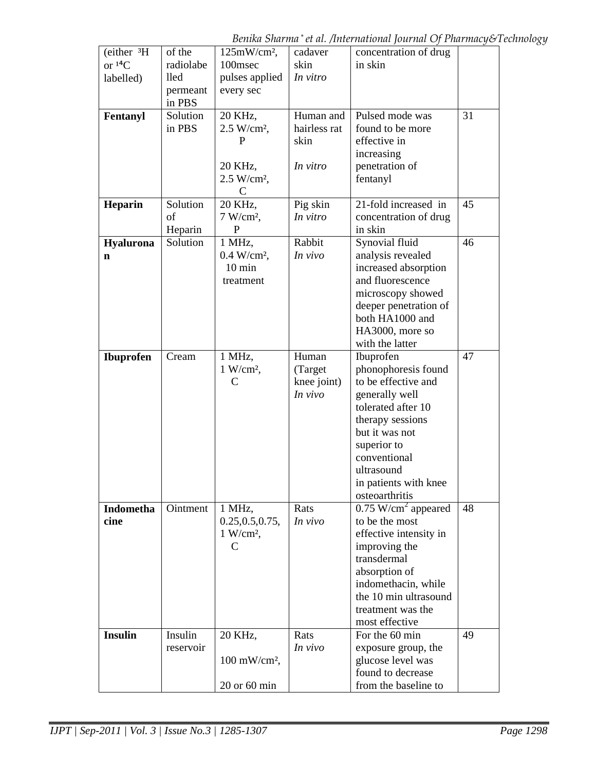| | | | | | |
|---|---|---|---|---|---|
| (either $^3H$ or $^{14}C$ labelled) | of the radiolabelled permeant in PBS | $125 mW/cm^2$, 100msec pulses applied every sec | cadaver skin *In vitro* | concentration of drug in skin | |
| **Fentanyl** | Solution in PBS | 20 KHz, $2.5 W/cm^2$, P<br><br>20 KHz, $2.5 W/cm^2$, C | Human and hairless rat skin<br><br>*In vitro* | Pulsed mode was found to be more effective in increasing penetration of fentanyl | 31 |
| **Heparin** | Solution of Heparin | 20 KHz, $7 W/cm^2$, P | Pig skin *In vitro* | 21-fold increased in concentration of drug in skin | 45 |
| **Hyaluronan** | Solution | 1 MHz, $0.4 W/cm^2$, 10 min treatment | Rabbit *In vivo* | Synovial fluid analysis revealed increased absorption and fluorescence microscopy showed deeper penetration of both HA1000 and HA3000, more so with the latter | 46 |
| **Ibuprofen** | Cream | 1 MHz, $1 W/cm^2$, C | Human (Target knee joint) *In vivo* | Ibuprofen phonophoresis found to be effective and generally well tolerated after 10 therapy sessions but it was not superior to conventional ultrasound in patients with knee osteoarthritis | 47 |
| **Indomethacine** | Ointment | 1 MHz, 0.25,0.5,0.75, $1 W/cm^2$, C | Rats *In vivo* | $0.75 W/cm^2$ appeared to be the most effective intensity in improving the transdermal absorption of indomethacin, while the 10 min ultrasound treatment was the most effective | 48 |
| **Insulin** | Insulin reservoir | 20 KHz,<br><br>$100 mW/cm^2$,<br><br>20 or 60 min | Rats *In vivo* | For the 60 min exposure group, the glucose level was found to decrease from the baseline to | 49 |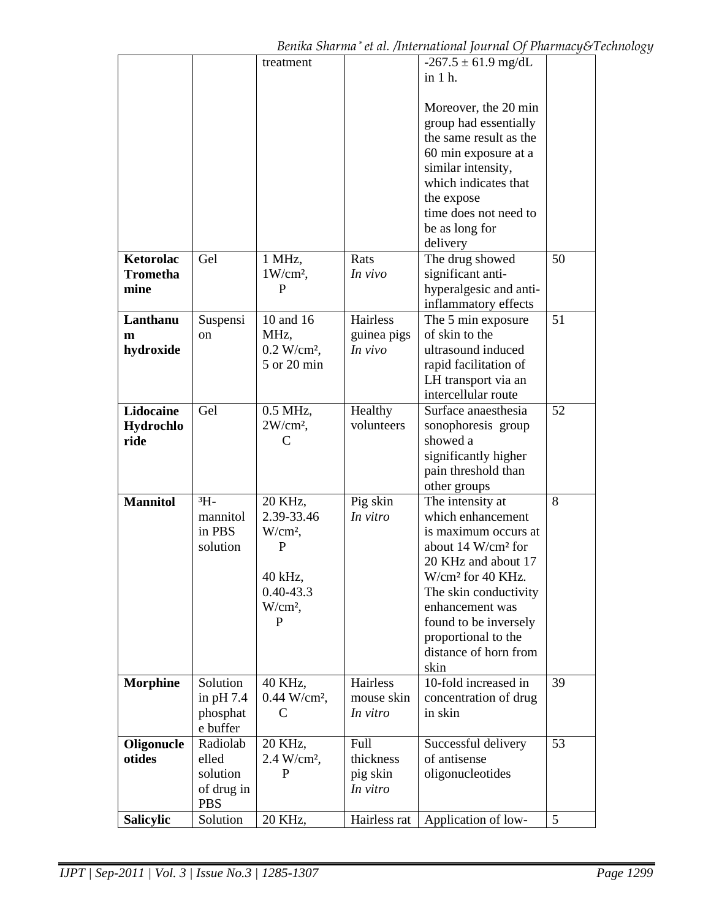| | | | | | |
|---|---|---|---|---|---|
| | | treatment | | $-267.5 \pm 61.9$ mg/dL in 1 h. Moreover, the 20 min group had essentially the same result as the 60 min exposure at a similar intensity, which indicates that the expose time does not need to be as long for delivery | |
| **Ketorolac Tromethamine** | Gel | 1 MHz, 1W/cm², P | Rats *In vivo* | The drug showed significant anti-hyperalgesic and anti-inflammatory effects | 50 |
| **Lanthanum hydroxide** | Suspension | 10 and 16 MHz, 0.2 W/cm², 5 or 20 min | Hairless guinea pigs *In vivo* | The 5 min exposure of skin to the ultrasound induced rapid facilitation of LH transport via an intercellular route | 51 |
| **Lidocaine Hydrochloride** | Gel | 0.5 MHz, 2W/cm², C | Healthy volunteers | Surface anaesthesia sonophoresis group showed a significantly higher pain threshold than other groups | 52 |
| **Mannitol** | ³H-mannitol in PBS solution | 20 KHz, 2.39-33.46 W/cm², P; 40 kHz, 0.40-43.3 W/cm², P | Pig skin *In vitro* | The intensity at which enhancement is maximum occurs at about 14 W/cm² for 20 KHz and about 17 W/cm² for 40 KHz. The skin conductivity enhancement was found to be inversely proportional to the distance of horn from skin | 8 |
| **Morphine** | Solution in pH 7.4 phosphate buffer | 40 KHz, 0.44 W/cm², C | Hairless mouse skin *In vitro* | 10-fold increased in concentration of drug in skin | 39 |
| **Oligonucleotides** | Radiolabelled solution of drug in PBS | 20 KHz, 2.4 W/cm², P | Full thickness pig skin *In vitro* | Successful delivery of antisense oligonucleotides | 53 |
| **Salicylic** | Solution | 20 KHz, | Hairless rat | Application of low- | 5 |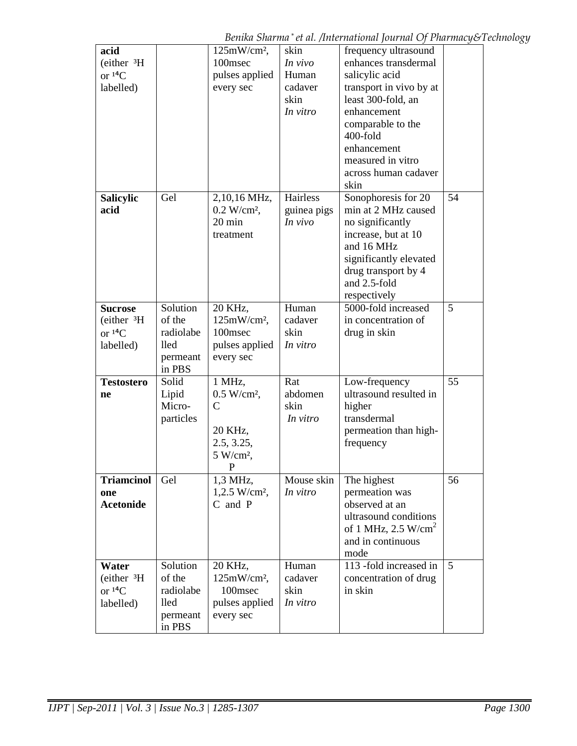| | | | | | |
|---|---|---|---|---|---|
| **acid** (either $^3H$ or $^{14}C$ labelled) | | 125mW/cm², 100msec pulses applied every sec | skin *In vivo* Human cadaver skin *In vitro* | frequency ultrasound enhances transdermal salicylic acid transport in vivo by at least 300-fold, an enhancement comparable to the 400-fold enhancement measured in vitro across human cadaver skin | |
| **Salicylic acid** | Gel | 2,10,16 MHz, 0.2 W/cm², 20 min treatment | Hairless guinea pigs *In vivo* | Sonophoresis for 20 min at 2 MHz caused no significantly increase, but at 10 and 16 MHz significantly elevated drug transport by 4 and 2.5-fold respectively | 54 |
| **Sucrose** (either $^3H$ or $^{14}C$ labelled) | Solution of the radiolabelled permeant in PBS | 20 KHz, 125mW/cm², 100msec pulses applied every sec | Human cadaver skin *In vitro* | 5000-fold increased in concentration of drug in skin | 5 |
| **Testosterone** | Solid Lipid Micro-particles | 1 MHz, 0.5 W/cm², C<br><br>20 KHz, 2.5, 3.25, 5 W/cm², P | Rat abdomen skin *In vitro* | Low-frequency ultrasound resulted in higher transdermal permeation than high-frequency | 55 |
| **Triamcinolone Acetonide** | Gel | 1,3 MHz, 1,2.5 W/cm², C and P | Mouse skin *In vitro* | The highest permeation was observed at an ultrasound conditions of 1 MHz, 2.5 W/cm$^2$ and in continuous mode | 56 |
| **Water** (either $^3H$ or $^{14}C$ labelled) | Solution of the radiolabelled permeant in PBS | 20 KHz, 125mW/cm², 100msec pulses applied every sec | Human cadaver skin *In vitro* | 113 -fold increased in concentration of drug in skin | 5 |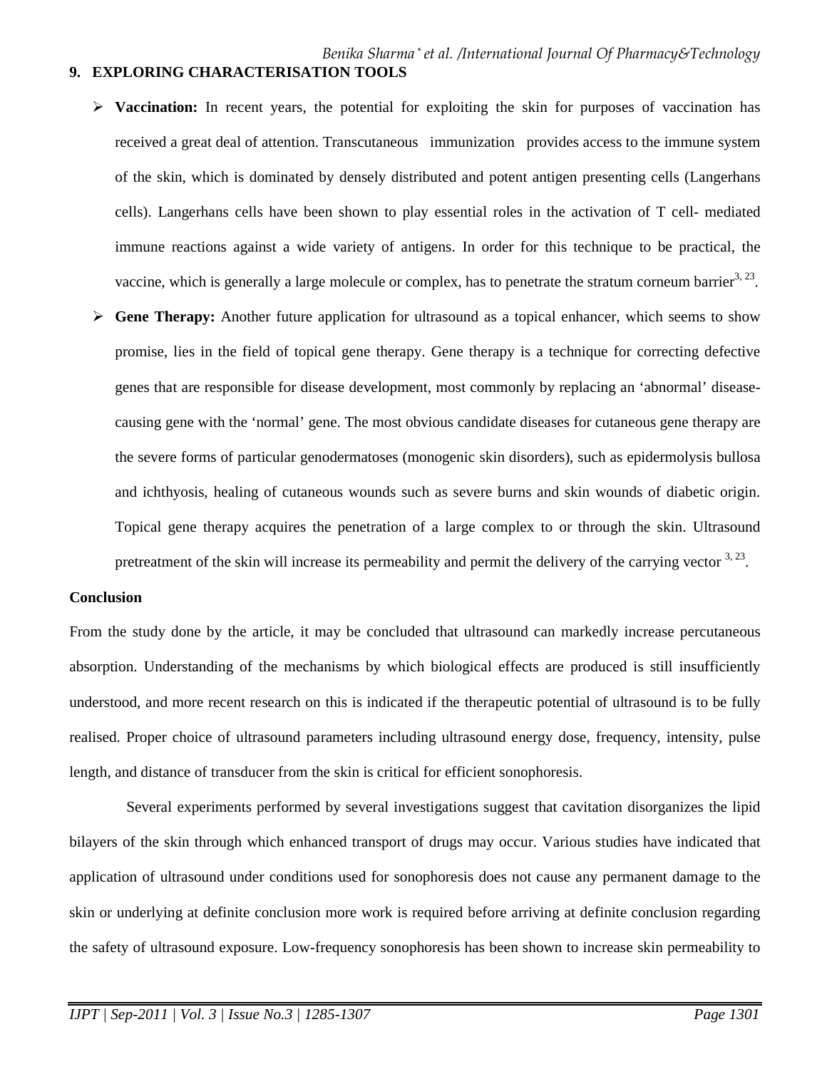## 9. EXPLORING CHARACTERISATION TOOLS

- **Vaccination:** In recent years, the potential for exploiting the skin for purposes of vaccination has received a great deal of attention. Transcutaneous immunization provides access to the immune system of the skin, which is dominated by densely distributed and potent antigen presenting cells (Langerhans cells). Langerhans cells have been shown to play essential roles in the activation of T cell- mediated immune reactions against a wide variety of antigens. In order for this technique to be practical, the vaccine, which is generally a large molecule or complex, has to penetrate the stratum corneum barrier[3, 23].
- **Gene Therapy:** Another future application for ultrasound as a topical enhancer, which seems to show promise, lies in the field of topical gene therapy. Gene therapy is a technique for correcting defective genes that are responsible for disease development, most commonly by replacing an 'abnormal' disease-causing gene with the 'normal' gene. The most obvious candidate diseases for cutaneous gene therapy are the severe forms of particular genodermatoses (monogenic skin disorders), such as epidermolysis bullosa and ichthyosis, healing of cutaneous wounds such as severe burns and skin wounds of diabetic origin. Topical gene therapy acquires the penetration of a large complex to or through the skin. Ultrasound pretreatment of the skin will increase its permeability and permit the delivery of the carrying vector [3, 23].

**Conclusion**

From the study done by the article, it may be concluded that ultrasound can markedly increase percutaneous absorption. Understanding of the mechanisms by which biological effects are produced is still insufficiently understood, and more recent research on this is indicated if the therapeutic potential of ultrasound is to be fully realised. Proper choice of ultrasound parameters including ultrasound energy dose, frequency, intensity, pulse length, and distance of transducer from the skin is critical for efficient sonophoresis.

Several experiments performed by several investigations suggest that cavitation disorganizes the lipid bilayers of the skin through which enhanced transport of drugs may occur. Various studies have indicated that application of ultrasound under conditions used for sonophoresis does not cause any permanent damage to the skin or underlying at definite conclusion more work is required before arriving at definite conclusion regarding the safety of ultrasound exposure. Low-frequency sonophoresis has been shown to increase skin permeability to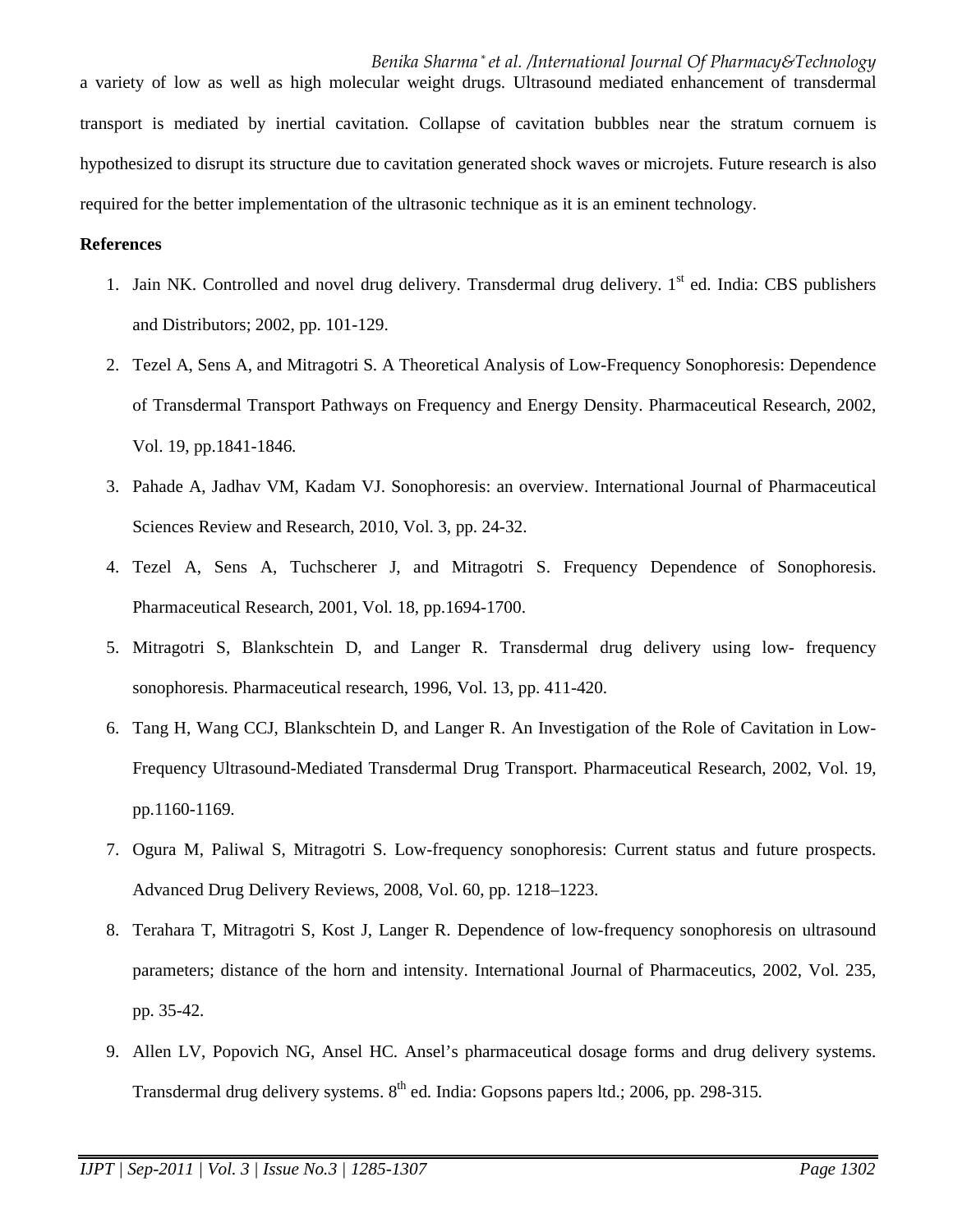a variety of low as well as high molecular weight drugs. Ultrasound mediated enhancement of transdermal transport is mediated by inertial cavitation. Collapse of cavitation bubbles near the stratum cornuem is hypothesized to disrupt its structure due to cavitation generated shock waves or microjets. Future research is also required for the better implementation of the ultrasonic technique as it is an eminent technology.

**References**

1. Jain NK. Controlled and novel drug delivery. Transdermal drug delivery. 1st ed. India: CBS publishers and Distributors; 2002, pp. 101-129.
2. Tezel A, Sens A, and Mitragotri S. A Theoretical Analysis of Low-Frequency Sonophoresis: Dependence of Transdermal Transport Pathways on Frequency and Energy Density. Pharmaceutical Research, 2002, Vol. 19, pp.1841-1846.
3. Pahade A, Jadhav VM, Kadam VJ. Sonophoresis: an overview. International Journal of Pharmaceutical Sciences Review and Research, 2010, Vol. 3, pp. 24-32.
4. Tezel A, Sens A, Tuchscherer J, and Mitragotri S. Frequency Dependence of Sonophoresis. Pharmaceutical Research, 2001, Vol. 18, pp.1694-1700.
5. Mitragotri S, Blankschtein D, and Langer R. Transdermal drug delivery using low- frequency sonophoresis. Pharmaceutical research, 1996, Vol. 13, pp. 411-420.
6. Tang H, Wang CCJ, Blankschtein D, and Langer R. An Investigation of the Role of Cavitation in Low-Frequency Ultrasound-Mediated Transdermal Drug Transport. Pharmaceutical Research, 2002, Vol. 19, pp.1160-1169.
7. Ogura M, Paliwal S, Mitragotri S. Low-frequency sonophoresis: Current status and future prospects. Advanced Drug Delivery Reviews, 2008, Vol. 60, pp. 1218–1223.
8. Terahara T, Mitragotri S, Kost J, Langer R. Dependence of low-frequency sonophoresis on ultrasound parameters; distance of the horn and intensity. International Journal of Pharmaceutics, 2002, Vol. 235, pp. 35-42.
9. Allen LV, Popovich NG, Ansel HC. Ansel's pharmaceutical dosage forms and drug delivery systems. Transdermal drug delivery systems. 8th ed. India: Gopsons papers ltd.; 2006, pp. 298-315.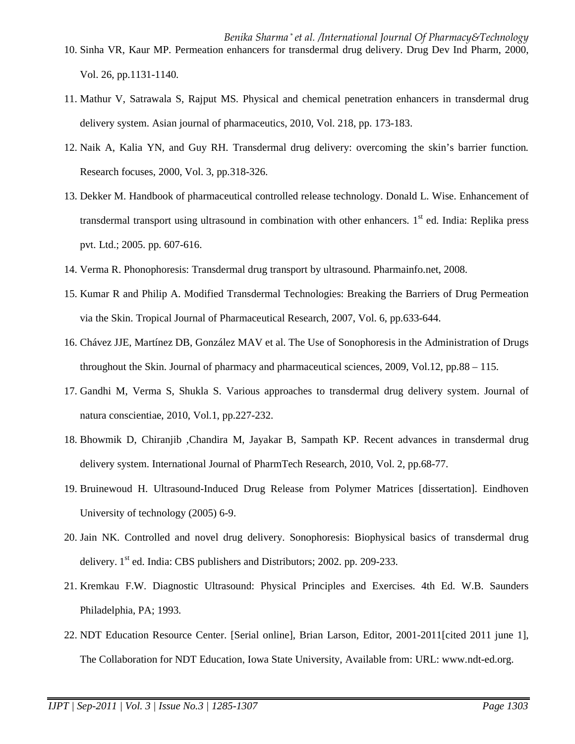10. Sinha VR, Kaur MP. Permeation enhancers for transdermal drug delivery. Drug Dev Ind Pharm, 2000, Vol. 26, pp.1131-1140.
11. Mathur V, Satrawala S, Rajput MS. Physical and chemical penetration enhancers in transdermal drug delivery system. Asian journal of pharmaceutics, 2010, Vol. 218, pp. 173-183.
12. Naik A, Kalia YN, and Guy RH. Transdermal drug delivery: overcoming the skin's barrier function. Research focuses, 2000, Vol. 3, pp.318-326.
13. Dekker M. Handbook of pharmaceutical controlled release technology. Donald L. Wise. Enhancement of transdermal transport using ultrasound in combination with other enhancers. 1st ed. India: Replika press pvt. Ltd.; 2005. pp. 607-616.
14. Verma R. Phonophoresis: Transdermal drug transport by ultrasound. Pharmainfo.net, 2008.
15. Kumar R and Philip A. Modified Transdermal Technologies: Breaking the Barriers of Drug Permeation via the Skin. Tropical Journal of Pharmaceutical Research, 2007, Vol. 6, pp.633-644.
16. Chávez JJE, Martínez DB, González MAV et al. The Use of Sonophoresis in the Administration of Drugs throughout the Skin. Journal of pharmacy and pharmaceutical sciences, 2009, Vol.12, pp.88 – 115.
17. Gandhi M, Verma S, Shukla S. Various approaches to transdermal drug delivery system. Journal of natura conscientiae, 2010, Vol.1, pp.227-232.
18. Bhowmik D, Chiranjib ,Chandira M, Jayakar B, Sampath KP. Recent advances in transdermal drug delivery system. International Journal of PharmTech Research, 2010, Vol. 2, pp.68-77.
19. Bruinewoud H. Ultrasound-Induced Drug Release from Polymer Matrices [dissertation]. Eindhoven University of technology (2005) 6-9.
20. Jain NK. Controlled and novel drug delivery. Sonophoresis: Biophysical basics of transdermal drug delivery. 1st ed. India: CBS publishers and Distributors; 2002. pp. 209-233.
21. Kremkau F.W. Diagnostic Ultrasound: Physical Principles and Exercises. 4th Ed. W.B. Saunders Philadelphia, PA; 1993.
22. NDT Education Resource Center. [Serial online], Brian Larson, Editor, 2001-2011[cited 2011 june 1], The Collaboration for NDT Education, Iowa State University, Available from: URL: www.ndt-ed.org.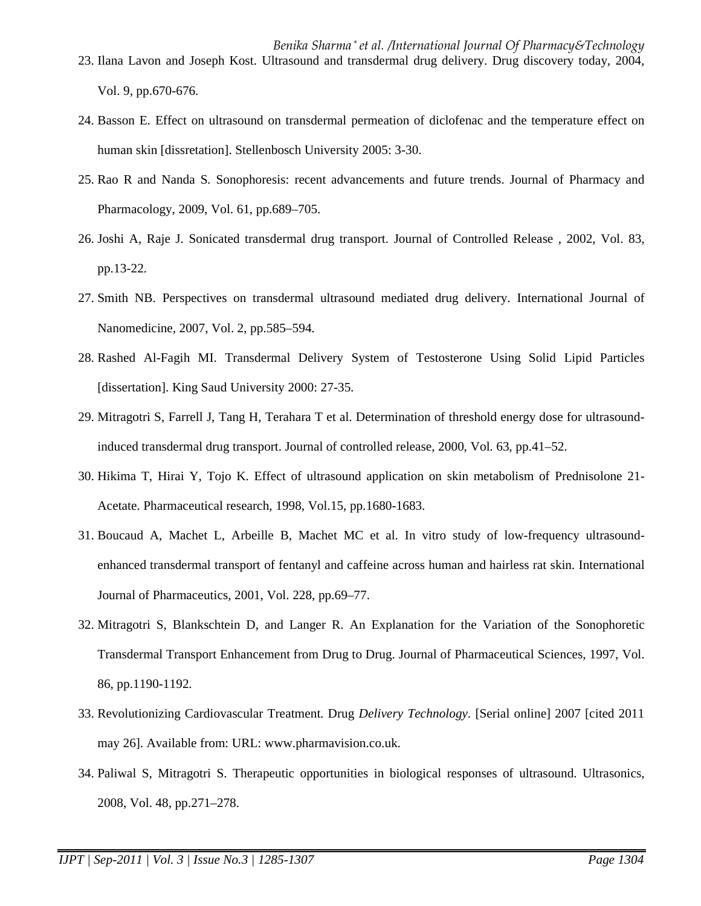23. Ilana Lavon and Joseph Kost. Ultrasound and transdermal drug delivery. Drug discovery today, 2004, Vol. 9, pp.670-676.
24. Basson E. Effect on ultrasound on transdermal permeation of diclofenac and the temperature effect on human skin [dissretation]. Stellenbosch University 2005: 3-30.
25. Rao R and Nanda S. Sonophoresis: recent advancements and future trends. Journal of Pharmacy and Pharmacology, 2009, Vol. 61, pp.689–705.
26. Joshi A, Raje J. Sonicated transdermal drug transport. Journal of Controlled Release , 2002, Vol. 83, pp.13-22.
27. Smith NB. Perspectives on transdermal ultrasound mediated drug delivery. International Journal of Nanomedicine, 2007, Vol. 2, pp.585–594.
28. Rashed Al-Fagih MI. Transdermal Delivery System of Testosterone Using Solid Lipid Particles [dissertation]. King Saud University 2000: 27-35.
29. Mitragotri S, Farrell J, Tang H, Terahara T et al. Determination of threshold energy dose for ultrasound-induced transdermal drug transport. Journal of controlled release, 2000, Vol. 63, pp.41–52.
30. Hikima T, Hirai Y, Tojo K. Effect of ultrasound application on skin metabolism of Prednisolone 21-Acetate. Pharmaceutical research, 1998, Vol.15, pp.1680-1683.
31. Boucaud A, Machet L, Arbeille B, Machet MC et al. In vitro study of low-frequency ultrasound-enhanced transdermal transport of fentanyl and caffeine across human and hairless rat skin. International Journal of Pharmaceutics, 2001, Vol. 228, pp.69–77.
32. Mitragotri S, Blankschtein D, and Langer R. An Explanation for the Variation of the Sonophoretic Transdermal Transport Enhancement from Drug to Drug. Journal of Pharmaceutical Sciences, 1997, Vol. 86, pp.1190-1192.
33. Revolutionizing Cardiovascular Treatment. Drug *Delivery Technology*. [Serial online] 2007 [cited 2011 may 26]. Available from: URL: www.pharmavision.co.uk.
34. Paliwal S, Mitragotri S. Therapeutic opportunities in biological responses of ultrasound. Ultrasonics, 2008, Vol. 48, pp.271–278.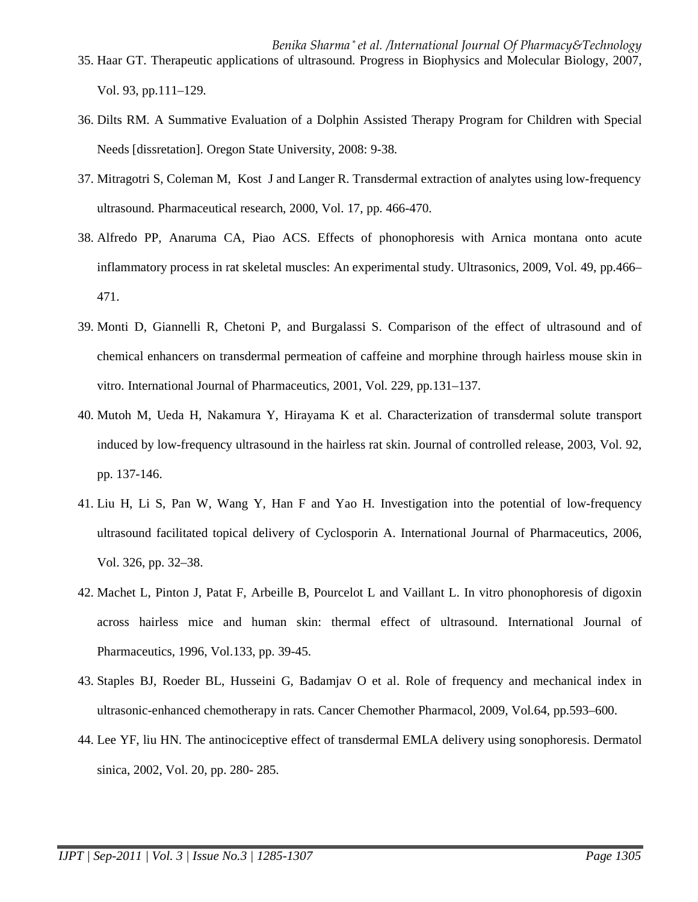35. Haar GT. Therapeutic applications of ultrasound. Progress in Biophysics and Molecular Biology, 2007, Vol. 93, pp.111–129.
36. Dilts RM. A Summative Evaluation of a Dolphin Assisted Therapy Program for Children with Special Needs [dissretation]. Oregon State University, 2008: 9-38.
37. Mitragotri S, Coleman M, Kost J and Langer R. Transdermal extraction of analytes using low-frequency ultrasound. Pharmaceutical research, 2000, Vol. 17, pp. 466-470.
38. Alfredo PP, Anaruma CA, Piao ACS. Effects of phonophoresis with Arnica montana onto acute inflammatory process in rat skeletal muscles: An experimental study. Ultrasonics, 2009, Vol. 49, pp.466–471.
39. Monti D, Giannelli R, Chetoni P, and Burgalassi S. Comparison of the effect of ultrasound and of chemical enhancers on transdermal permeation of caffeine and morphine through hairless mouse skin in vitro. International Journal of Pharmaceutics, 2001, Vol. 229, pp.131–137.
40. Mutoh M, Ueda H, Nakamura Y, Hirayama K et al. Characterization of transdermal solute transport induced by low-frequency ultrasound in the hairless rat skin. Journal of controlled release, 2003, Vol. 92, pp. 137-146.
41. Liu H, Li S, Pan W, Wang Y, Han F and Yao H. Investigation into the potential of low-frequency ultrasound facilitated topical delivery of Cyclosporin A. International Journal of Pharmaceutics, 2006, Vol. 326, pp. 32–38.
42. Machet L, Pinton J, Patat F, Arbeille B, Pourcelot L and Vaillant L. In vitro phonophoresis of digoxin across hairless mice and human skin: thermal effect of ultrasound. International Journal of Pharmaceutics, 1996, Vol.133, pp. 39-45.
43. Staples BJ, Roeder BL, Husseini G, Badamjav O et al. Role of frequency and mechanical index in ultrasonic-enhanced chemotherapy in rats. Cancer Chemother Pharmacol, 2009, Vol.64, pp.593–600.
44. Lee YF, liu HN. The antinociceptive effect of transdermal EMLA delivery using sonophoresis. Dermatol sinica, 2002, Vol. 20, pp. 280- 285.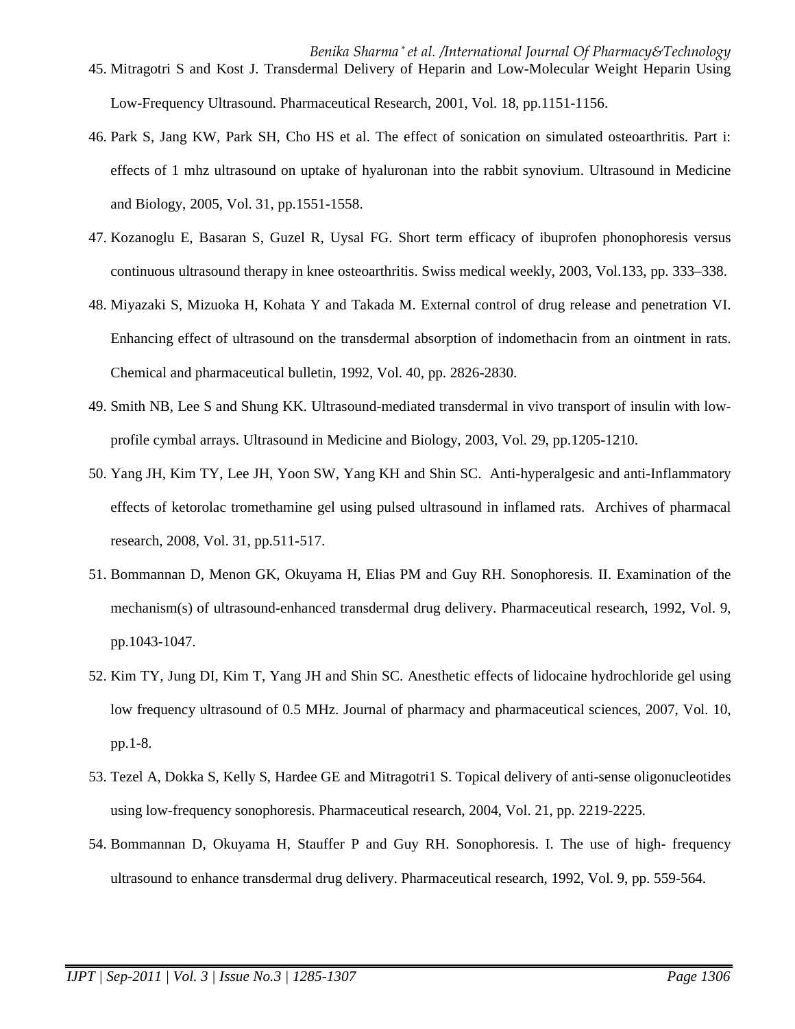45. Mitragotri S and Kost J. Transdermal Delivery of Heparin and Low-Molecular Weight Heparin Using Low-Frequency Ultrasound. Pharmaceutical Research, 2001, Vol. 18, pp.1151-1156.
46. Park S, Jang KW, Park SH, Cho HS et al. The effect of sonication on simulated osteoarthritis. Part i: effects of 1 mhz ultrasound on uptake of hyaluronan into the rabbit synovium. Ultrasound in Medicine and Biology, 2005, Vol. 31, pp.1551-1558.
47. Kozanoglu E, Basaran S, Guzel R, Uysal FG. Short term efficacy of ibuprofen phonophoresis versus continuous ultrasound therapy in knee osteoarthritis. Swiss medical weekly, 2003, Vol.133, pp. 333–338.
48. Miyazaki S, Mizuoka H, Kohata Y and Takada M. External control of drug release and penetration VI. Enhancing effect of ultrasound on the transdermal absorption of indomethacin from an ointment in rats. Chemical and pharmaceutical bulletin, 1992, Vol. 40, pp. 2826-2830.
49. Smith NB, Lee S and Shung KK. Ultrasound-mediated transdermal in vivo transport of insulin with low-profile cymbal arrays. Ultrasound in Medicine and Biology, 2003, Vol. 29, pp.1205-1210.
50. Yang JH, Kim TY, Lee JH, Yoon SW, Yang KH and Shin SC. Anti-hyperalgesic and anti-Inflammatory effects of ketorolac tromethamine gel using pulsed ultrasound in inflamed rats. Archives of pharmacal research, 2008, Vol. 31, pp.511-517.
51. Bommannan D, Menon GK, Okuyama H, Elias PM and Guy RH. Sonophoresis. II. Examination of the mechanism(s) of ultrasound-enhanced transdermal drug delivery. Pharmaceutical research, 1992, Vol. 9, pp.1043-1047.
52. Kim TY, Jung DI, Kim T, Yang JH and Shin SC. Anesthetic effects of lidocaine hydrochloride gel using low frequency ultrasound of 0.5 MHz. Journal of pharmacy and pharmaceutical sciences, 2007, Vol. 10, pp.1-8.
53. Tezel A, Dokka S, Kelly S, Hardee GE and Mitragotri1 S. Topical delivery of anti-sense oligonucleotides using low-frequency sonophoresis. Pharmaceutical research, 2004, Vol. 21, pp. 2219-2225.
54. Bommannan D, Okuyama H, Stauffer P and Guy RH. Sonophoresis. I. The use of high- frequency ultrasound to enhance transdermal drug delivery. Pharmaceutical research, 1992, Vol. 9, pp. 559-564.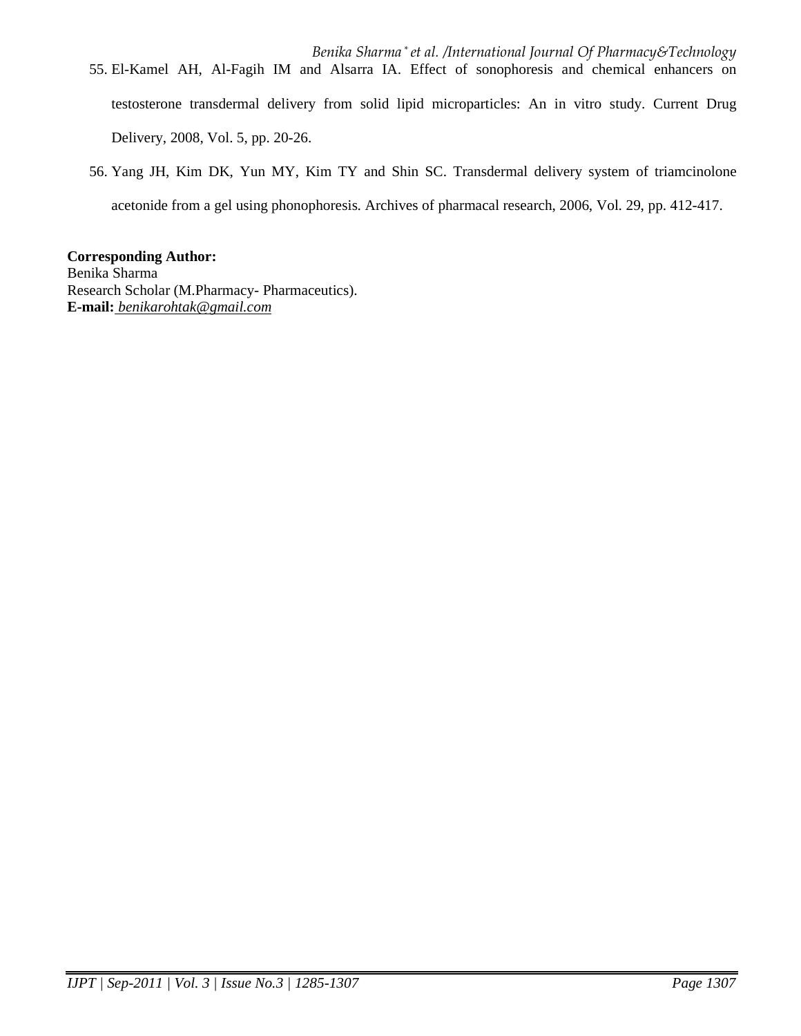55. El-Kamel AH, Al-Fagih IM and Alsarra IA. Effect of sonophoresis and chemical enhancers on testosterone transdermal delivery from solid lipid microparticles: An in vitro study. Current Drug Delivery, 2008, Vol. 5, pp. 20-26.
56. Yang JH, Kim DK, Yun MY, Kim TY and Shin SC. Transdermal delivery system of triamcinolone acetonide from a gel using phonophoresis. Archives of pharmacal research, 2006, Vol. 29, pp. 412-417.

**Corresponding Author:**
Benika Sharma
Research Scholar (M.Pharmacy- Pharmaceutics).
**E-mail:** *benikarohtak@gmail.com*